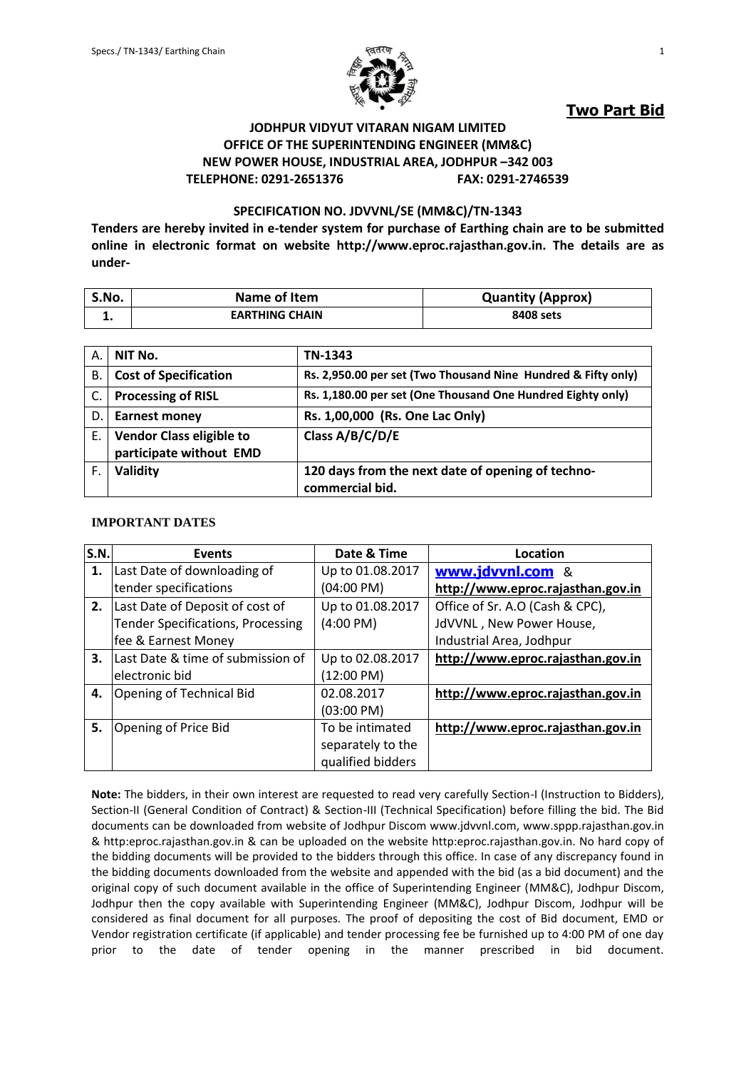**Two Part Bid**

**JODHPUR VIDYUT VITARAN NIGAM LIMITED**
**OFFICE OF THE SUPERINTENDING ENGINEER (MM&C)**
**NEW POWER HOUSE, INDUSTRIAL AREA, JODHPUR –342 003**
**TELEPHONE: 0291-2651376 FAX: 0291-2746539**

**SPECIFICATION NO. JDVVNL/SE (MM&C)/TN-1343**

**Tenders are hereby invited in e-tender system for purchase of Earthing chain are to be submitted online in electronic format on website http://www.eproc.rajasthan.gov.in. The details are as under-**

| S.No. | Name of Item | Quantity (Approx) |
|---|---|---|
| 1. | EARTHING CHAIN | 8408 sets |

| | | |
|---|---|---|
| A. | **NIT No.** | **TN-1343** |
| B. | **Cost of Specification** | **Rs. 2,950.00 per set (Two Thousand Nine Hundred & Fifty only)** |
| C. | **Processing of RISL** | **Rs. 1,180.00 per set (One Thousand One Hundred Eighty only)** |
| D. | **Earnest money** | **Rs. 1,00,000 (Rs. One Lac Only)** |
| E. | **Vendor Class eligible to participate without EMD** | **Class A/B/C/D/E** |
| F. | **Validity** | **120 days from the next date of opening of techno-commercial bid.** |

**IMPORTANT DATES**

| S.N. | Events | Date & Time | Location |
|---|---|---|---|
| **1.** | Last Date of downloading of tender specifications | Up to 01.08.2017 (04:00 PM) | **www.jdvvnl.com** & **http://www.eproc.rajasthan.gov.in** |
| **2.** | Last Date of Deposit of cost of Tender Specifications, Processing fee & Earnest Money | Up to 01.08.2017 (4:00 PM) | Office of Sr. A.O (Cash & CPC), JdVVNL , New Power House, Industrial Area, Jodhpur |
| **3.** | Last Date & time of submission of electronic bid | Up to 02.08.2017 (12:00 PM) | **http://www.eproc.rajasthan.gov.in** |
| **4.** | Opening of Technical Bid | 02.08.2017 (03:00 PM) | **http://www.eproc.rajasthan.gov.in** |
| **5.** | Opening of Price Bid | To be intimated separately to the qualified bidders | **http://www.eproc.rajasthan.gov.in** |

**Note:** The bidders, in their own interest are requested to read very carefully Section-I (Instruction to Bidders), Section-II (General Condition of Contract) & Section-III (Technical Specification) before filling the bid. The Bid documents can be downloaded from website of Jodhpur Discom www.jdvvnl.com, www.sppp.rajasthan.gov.in & http:eproc.rajasthan.gov.in & can be uploaded on the website http:eproc.rajasthan.gov.in. No hard copy of the bidding documents will be provided to the bidders through this office. In case of any discrepancy found in the bidding documents downloaded from the website and appended with the bid (as a bid document) and the original copy of such document available in the office of Superintending Engineer (MM&C), Jodhpur Discom, Jodhpur then the copy available with Superintending Engineer (MM&C), Jodhpur Discom, Jodhpur will be considered as final document for all purposes. The proof of depositing the cost of Bid document, EMD or Vendor registration certificate (if applicable) and tender processing fee be furnished up to 4:00 PM of one day prior to the date of tender opening in the manner prescribed in bid document.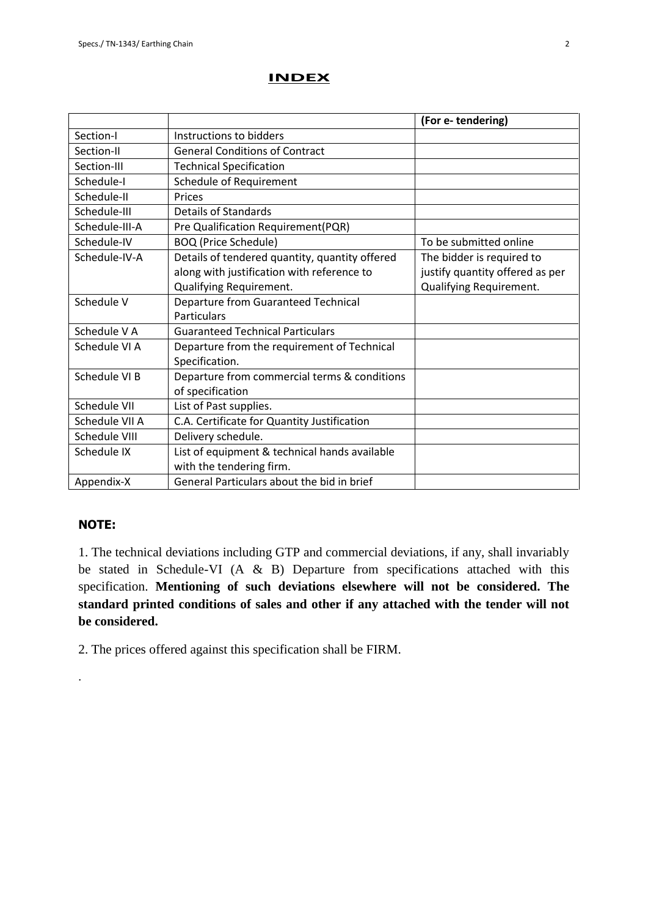# INDEX

| | | (For e- tendering) |
|---|---|---|
| Section-I | Instructions to bidders | |
| Section-II | General Conditions of Contract | |
| Section-III | Technical Specification | |
| Schedule-I | Schedule of Requirement | |
| Schedule-II | Prices | |
| Schedule-III | Details of Standards | |
| Schedule-III-A | Pre Qualification Requirement(PQR) | |
| Schedule-IV | BOQ (Price Schedule) | To be submitted online |
| Schedule-IV-A | Details of tendered quantity, quantity offered along with justification with reference to Qualifying Requirement. | The bidder is required to justify quantity offered as per Qualifying Requirement. |
| Schedule V | Departure from Guaranteed Technical Particulars | |
| Schedule V A | Guaranteed Technical Particulars | |
| Schedule VI A | Departure from the requirement of Technical Specification. | |
| Schedule VI B | Departure from commercial terms & conditions of specification | |
| Schedule VII | List of Past supplies. | |
| Schedule VII A | C.A. Certificate for Quantity Justification | |
| Schedule VIII | Delivery schedule. | |
| Schedule IX | List of equipment & technical hands available with the tendering firm. | |
| Appendix-X | General Particulars about the bid in brief | |

**NOTE:**

1. The technical deviations including GTP and commercial deviations, if any, shall invariably be stated in Schedule-VI (A & B) Departure from specifications attached with this specification. **Mentioning of such deviations elsewhere will not be considered. The standard printed conditions of sales and other if any attached with the tender will not be considered.**

2. The prices offered against this specification shall be FIRM.

.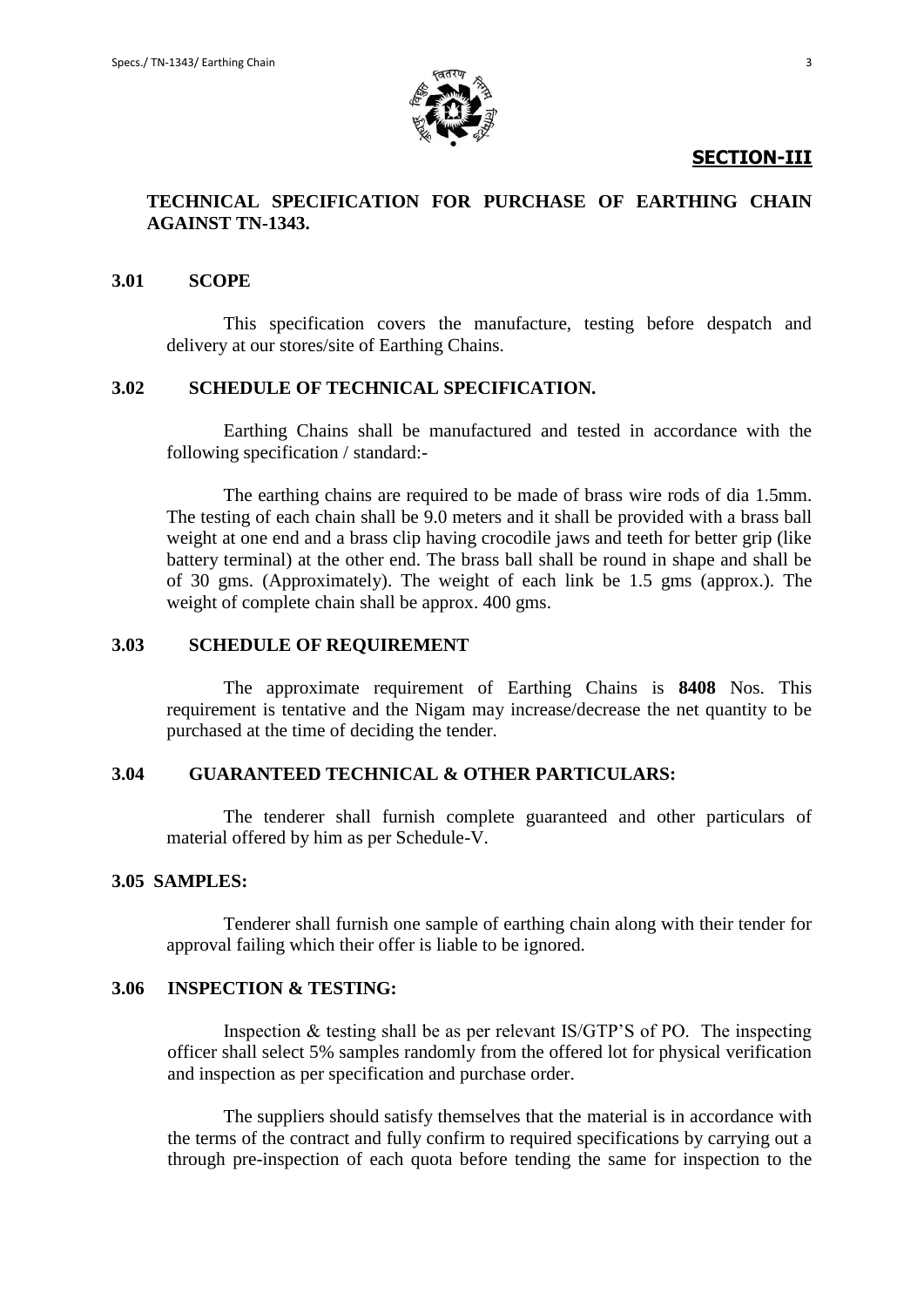## SECTION-III

**TECHNICAL SPECIFICATION FOR PURCHASE OF EARTHING CHAIN AGAINST TN-1343.**

**3.01 SCOPE**

This specification covers the manufacture, testing before despatch and delivery at our stores/site of Earthing Chains.

**3.02 SCHEDULE OF TECHNICAL SPECIFICATION.**

Earthing Chains shall be manufactured and tested in accordance with the following specification / standard:-

The earthing chains are required to be made of brass wire rods of dia 1.5mm. The testing of each chain shall be 9.0 meters and it shall be provided with a brass ball weight at one end and a brass clip having crocodile jaws and teeth for better grip (like battery terminal) at the other end. The brass ball shall be round in shape and shall be of 30 gms. (Approximately). The weight of each link be 1.5 gms (approx.). The weight of complete chain shall be approx. 400 gms.

**3.03 SCHEDULE OF REQUIREMENT**

The approximate requirement of Earthing Chains is **8408** Nos. This requirement is tentative and the Nigam may increase/decrease the net quantity to be purchased at the time of deciding the tender.

**3.04 GUARANTEED TECHNICAL & OTHER PARTICULARS:**

The tenderer shall furnish complete guaranteed and other particulars of material offered by him as per Schedule-V.

**3.05 SAMPLES:**

Tenderer shall furnish one sample of earthing chain along with their tender for approval failing which their offer is liable to be ignored.

**3.06 INSPECTION & TESTING:**

Inspection & testing shall be as per relevant IS/GTP'S of PO. The inspecting officer shall select 5% samples randomly from the offered lot for physical verification and inspection as per specification and purchase order.

The suppliers should satisfy themselves that the material is in accordance with the terms of the contract and fully confirm to required specifications by carrying out a through pre-inspection of each quota before tending the same for inspection to the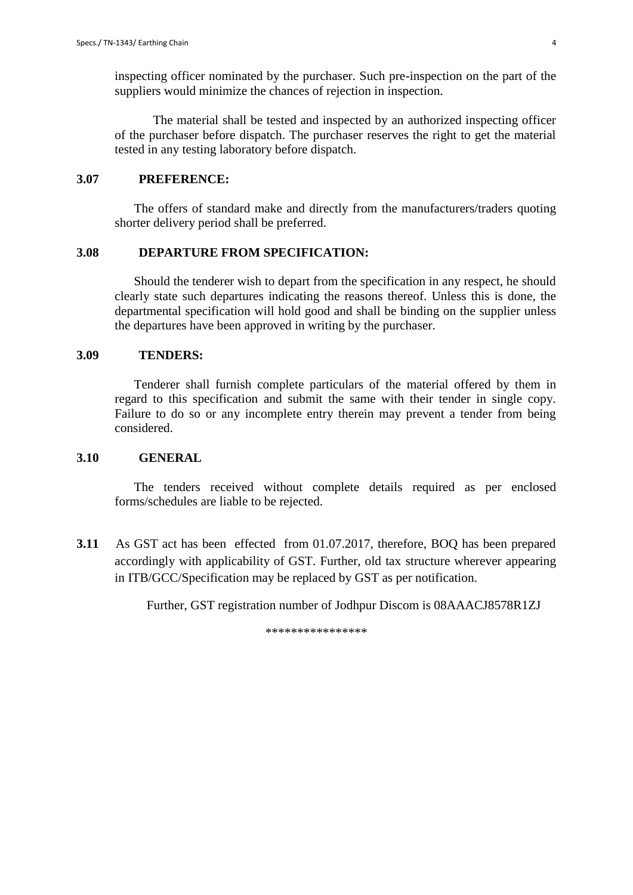inspecting officer nominated by the purchaser. Such pre-inspection on the part of the suppliers would minimize the chances of rejection in inspection.

The material shall be tested and inspected by an authorized inspecting officer of the purchaser before dispatch. The purchaser reserves the right to get the material tested in any testing laboratory before dispatch.

**3.07 PREFERENCE:**

The offers of standard make and directly from the manufacturers/traders quoting shorter delivery period shall be preferred.

**3.08 DEPARTURE FROM SPECIFICATION:**

Should the tenderer wish to depart from the specification in any respect, he should clearly state such departures indicating the reasons thereof. Unless this is done, the departmental specification will hold good and shall be binding on the supplier unless the departures have been approved in writing by the purchaser.

**3.09 TENDERS:**

Tenderer shall furnish complete particulars of the material offered by them in regard to this specification and submit the same with their tender in single copy. Failure to do so or any incomplete entry therein may prevent a tender from being considered.

**3.10 GENERAL**

The tenders received without complete details required as per enclosed forms/schedules are liable to be rejected.

**3.11** As GST act has been effected from 01.07.2017, therefore, BOQ has been prepared accordingly with applicability of GST. Further, old tax structure wherever appearing in ITB/GCC/Specification may be replaced by GST as per notification.

Further, GST registration number of Jodhpur Discom is 08AAACJ8578R1ZJ

****************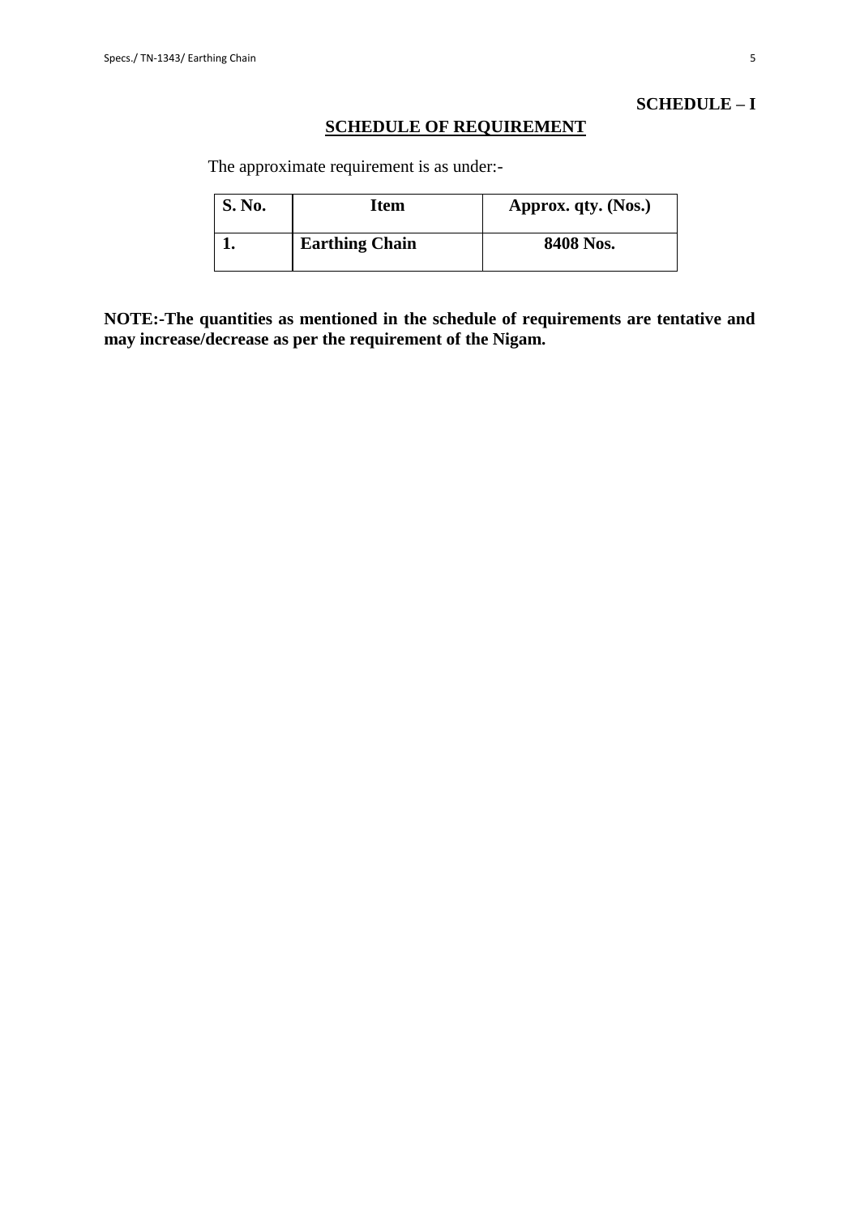**SCHEDULE – I**

## SCHEDULE OF REQUIREMENT

The approximate requirement is as under:-

| S. No. | Item | Approx. qty. (Nos.) |
|---|---|---|
| **1.** | **Earthing Chain** | **8408 Nos.** |

**NOTE:-The quantities as mentioned in the schedule of requirements are tentative and may increase/decrease as per the requirement of the Nigam.**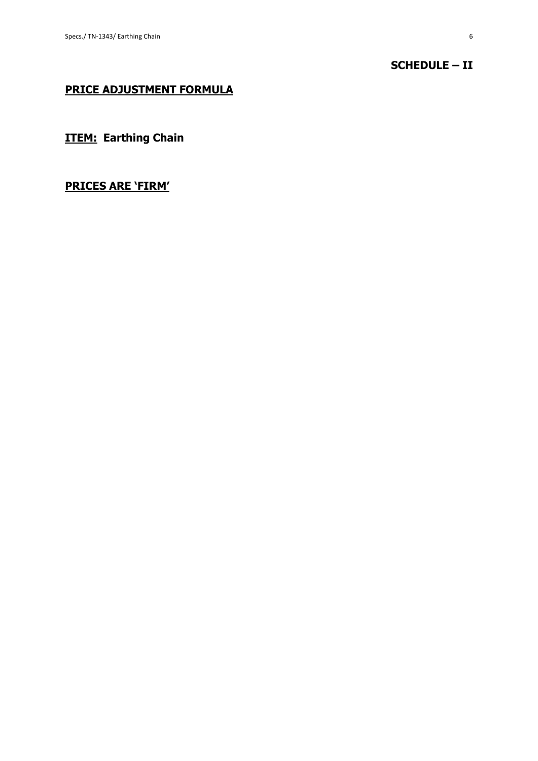**SCHEDULE – II**

## PRICE ADJUSTMENT FORMULA

**ITEM:** **Earthing Chain**

**PRICES ARE 'FIRM'**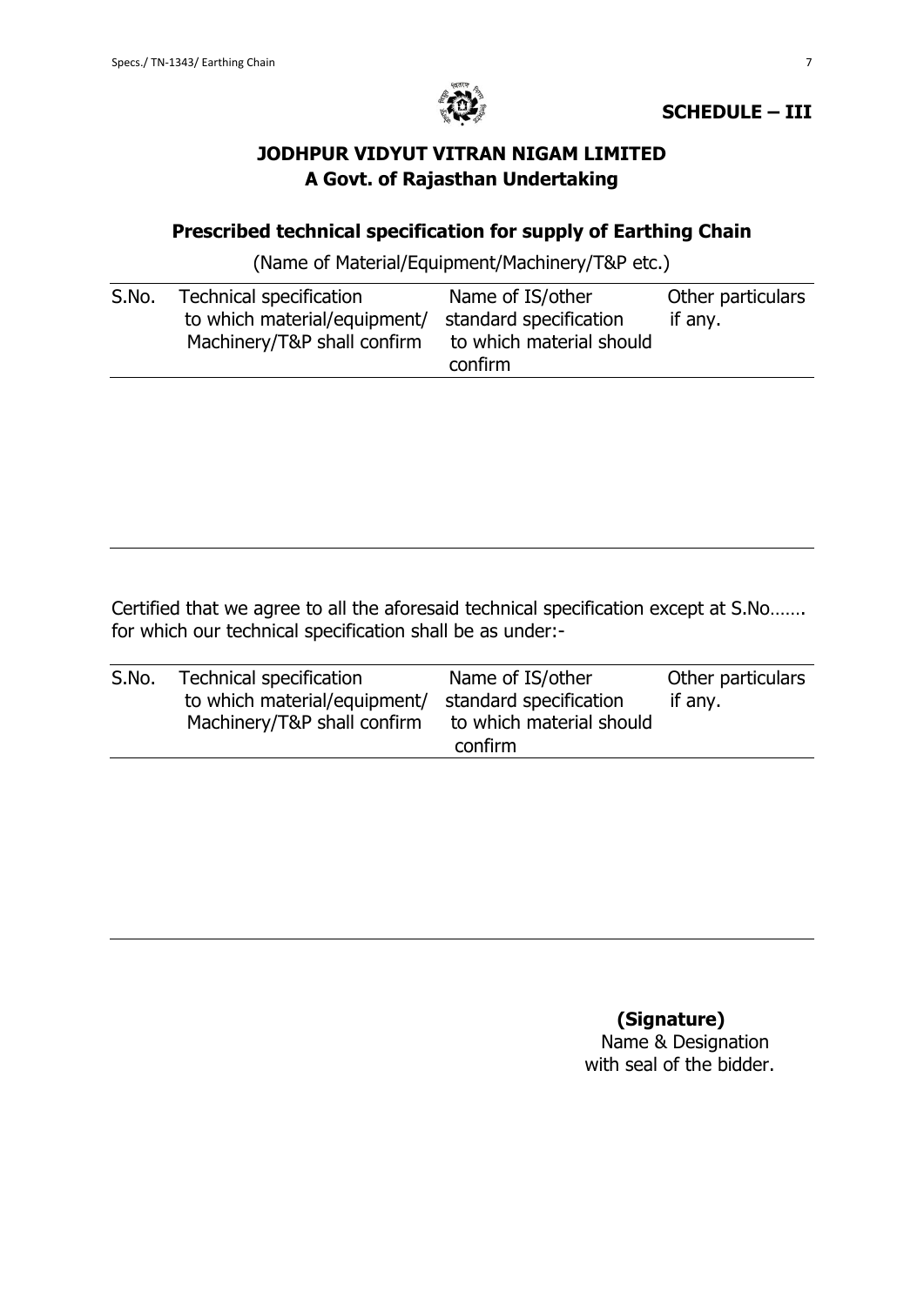**SCHEDULE – III**

# JODHPUR VIDYUT VITRAN NIGAM LIMITED

## A Govt. of Rajasthan Undertaking

### Prescribed technical specification for supply of Earthing Chain

(Name of Material/Equipment/Machinery/T&P etc.)

| S.No. | Technical specification to which material/equipment/ Machinery/T&P shall confirm | Name of IS/other standard specification to which material should confirm | Other particulars if any. |
|---|---|---|---|
| | | | |

Certified that we agree to all the aforesaid technical specification except at S.No……. for which our technical specification shall be as under:-

| S.No. | Technical specification to which material/equipment/ Machinery/T&P shall confirm | Name of IS/other standard specification to which material should confirm | Other particulars if any. |
|---|---|---|---|
| | | | |

**(Signature)**
Name & Designation
with seal of the bidder.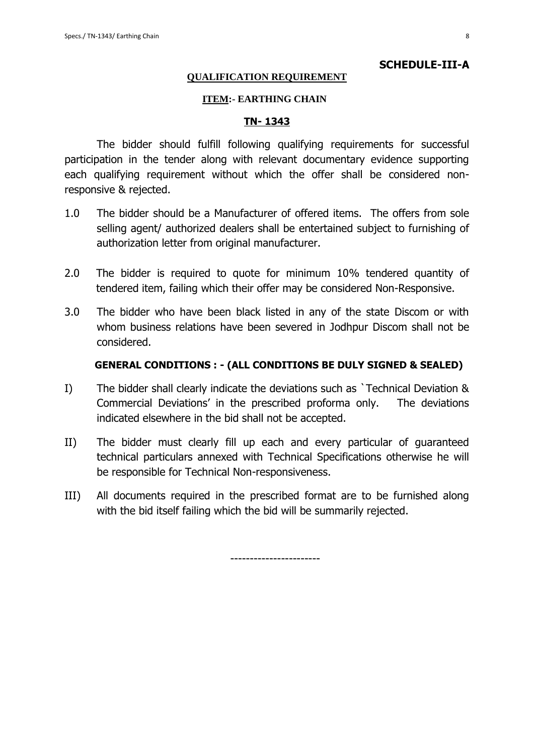**SCHEDULE-III-A**

**QUALIFICATION REQUIREMENT**

**ITEM:- EARTHING CHAIN**

**TN- 1343**

The bidder should fulfill following qualifying requirements for successful participation in the tender along with relevant documentary evidence supporting each qualifying requirement without which the offer shall be considered non-responsive & rejected.

1.0 The bidder should be a Manufacturer of offered items. The offers from sole selling agent/ authorized dealers shall be entertained subject to furnishing of authorization letter from original manufacturer.

2.0 The bidder is required to quote for minimum 10% tendered quantity of tendered item, failing which their offer may be considered Non-Responsive.

3.0 The bidder who have been black listed in any of the state Discom or with whom business relations have been severed in Jodhpur Discom shall not be considered.

**GENERAL CONDITIONS : - (ALL CONDITIONS BE DULY SIGNED & SEALED)**

I) The bidder shall clearly indicate the deviations such as `Technical Deviation & Commercial Deviations' in the prescribed proforma only. The deviations indicated elsewhere in the bid shall not be accepted.

II) The bidder must clearly fill up each and every particular of guaranteed technical particulars annexed with Technical Specifications otherwise he will be responsible for Technical Non-responsiveness.

III) All documents required in the prescribed format are to be furnished along with the bid itself failing which the bid will be summarily rejected.

----------------------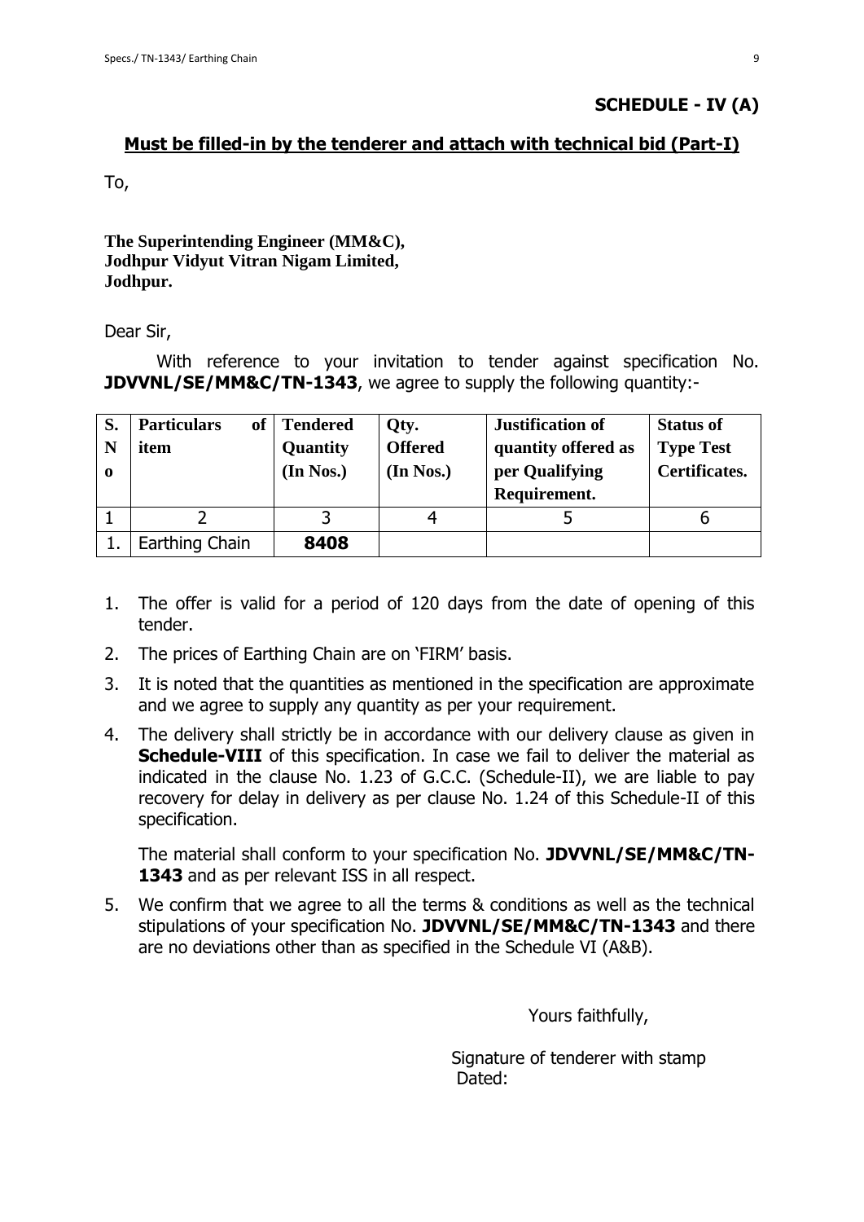## SCHEDULE - IV (A)

**Must be filled-in by the tenderer and attach with technical bid (Part-I)**

To,

**The Superintending Engineer (MM&C),**
**Jodhpur Vidyut Vitran Nigam Limited,**
**Jodhpur.**

Dear Sir,

With reference to your invitation to tender against specification No. **JDVVNL/SE/MM&C/TN-1343**, we agree to supply the following quantity:-

| S. No | Particulars of item | Tendered Quantity (In Nos.) | Qty. Offered (In Nos.) | Justification of quantity offered as per Qualifying Requirement. | Status of Type Test Certificates. |
|---|---|---|---|---|---|
| 1 | 2 | 3 | 4 | 5 | 6 |
| 1. | Earthing Chain | **8408** | | | |

1. The offer is valid for a period of 120 days from the date of opening of this tender.
2. The prices of Earthing Chain are on 'FIRM' basis.
3. It is noted that the quantities as mentioned in the specification are approximate and we agree to supply any quantity as per your requirement.
4. The delivery shall strictly be in accordance with our delivery clause as given in **Schedule-VIII** of this specification. In case we fail to deliver the material as indicated in the clause No. 1.23 of G.C.C. (Schedule-II), we are liable to pay recovery for delay in delivery as per clause No. 1.24 of this Schedule-II of this specification.

   The material shall conform to your specification No. **JDVVNL/SE/MM&C/TN-1343** and as per relevant ISS in all respect.

5. We confirm that we agree to all the terms & conditions as well as the technical stipulations of your specification No. **JDVVNL/SE/MM&C/TN-1343** and there are no deviations other than as specified in the Schedule VI (A&B).

Yours faithfully,

Signature of tenderer with stamp
Dated: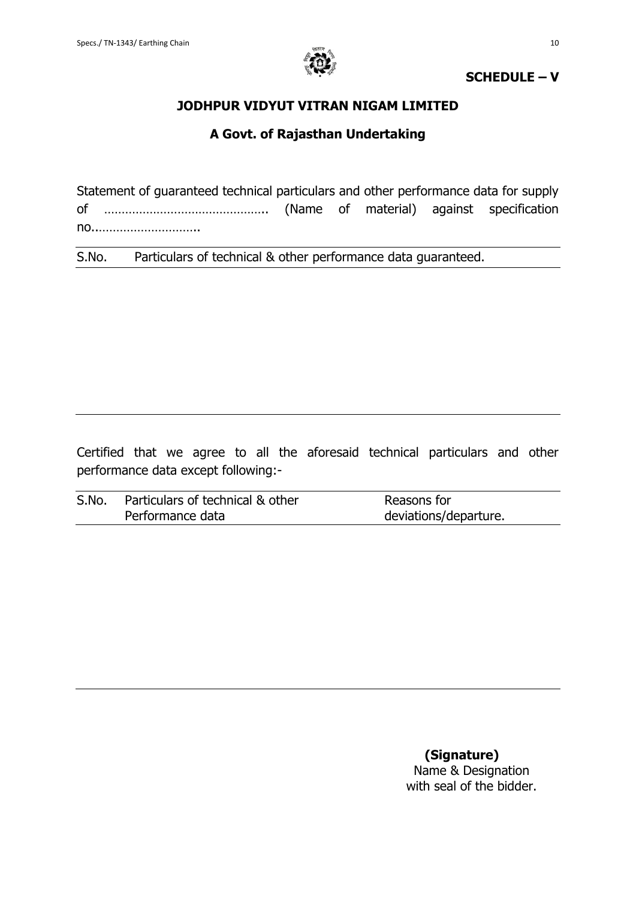**SCHEDULE – V**

**JODHPUR VIDYUT VITRAN NIGAM LIMITED**

**A Govt. of Rajasthan Undertaking**

Statement of guaranteed technical particulars and other performance data for supply of ……………………………………….. (Name of material) against specification no..………………………..

| S.No. | Particulars of technical & other performance data guaranteed. |
|---|---|
| | |

Certified that we agree to all the aforesaid technical particulars and other performance data except following:-

| S.No. | Particulars of technical & other Performance data | Reasons for deviations/departure. |
|---|---|---|
| | | |

**(Signature)**
Name & Designation
with seal of the bidder.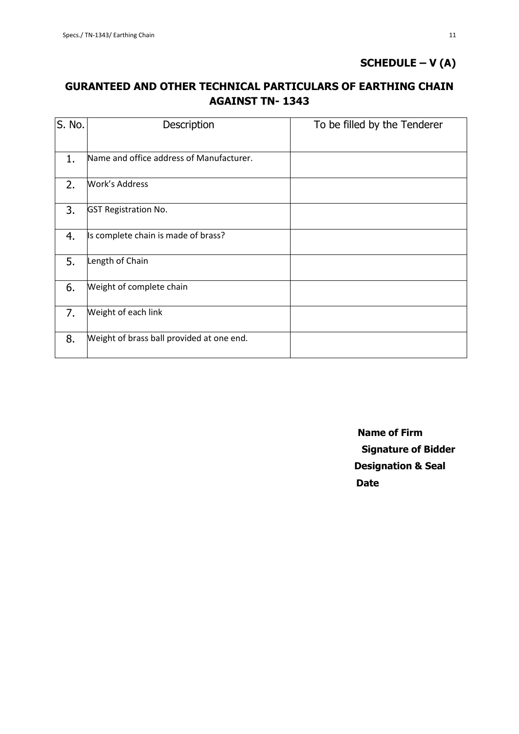**SCHEDULE – V (A)**

## GURANTEED AND OTHER TECHNICAL PARTICULARS OF EARTHING CHAIN AGAINST TN- 1343

| S. No. | Description | To be filled by the Tenderer |
|---|---|---|
| 1. | Name and office address of Manufacturer. | |
| 2. | Work's Address | |
| 3. | GST Registration No. | |
| 4. | Is complete chain is made of brass? | |
| 5. | Length of Chain | |
| 6. | Weight of complete chain | |
| 7. | Weight of each link | |
| 8. | Weight of brass ball provided at one end. | |

**Name of Firm**

**Signature of Bidder**

**Designation & Seal**

**Date**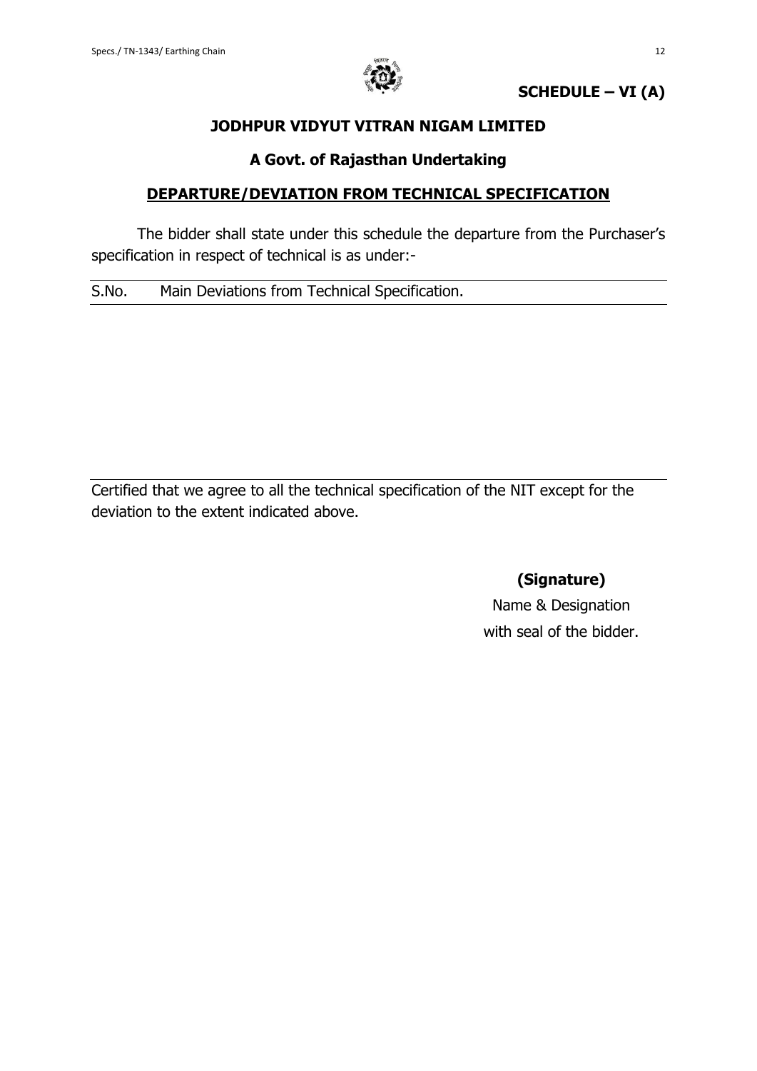**SCHEDULE – VI (A)**

## JODHPUR VIDYUT VITRAN NIGAM LIMITED

### A Govt. of Rajasthan Undertaking

### DEPARTURE/DEVIATION FROM TECHNICAL SPECIFICATION

The bidder shall state under this schedule the departure from the Purchaser's specification in respect of technical is as under:-

| S.No. | Main Deviations from Technical Specification. |
|---|---|
| | |

Certified that we agree to all the technical specification of the NIT except for the deviation to the extent indicated above.

**(Signature)**

Name & Designation

with seal of the bidder.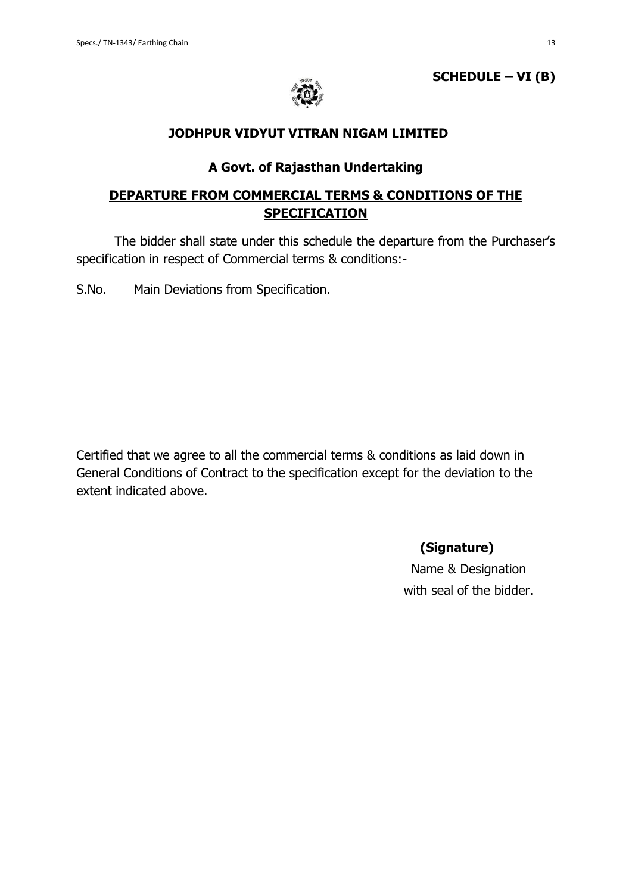**SCHEDULE – VI (B)**

## JODHPUR VIDYUT VITRAN NIGAM LIMITED

### A Govt. of Rajasthan Undertaking

### DEPARTURE FROM COMMERCIAL TERMS & CONDITIONS OF THE SPECIFICATION

The bidder shall state under this schedule the departure from the Purchaser's specification in respect of Commercial terms & conditions:-

| S.No. | Main Deviations from Specification. |
|---|---|
| | |

Certified that we agree to all the commercial terms & conditions as laid down in General Conditions of Contract to the specification except for the deviation to the extent indicated above.

**(Signature)**

Name & Designation
with seal of the bidder.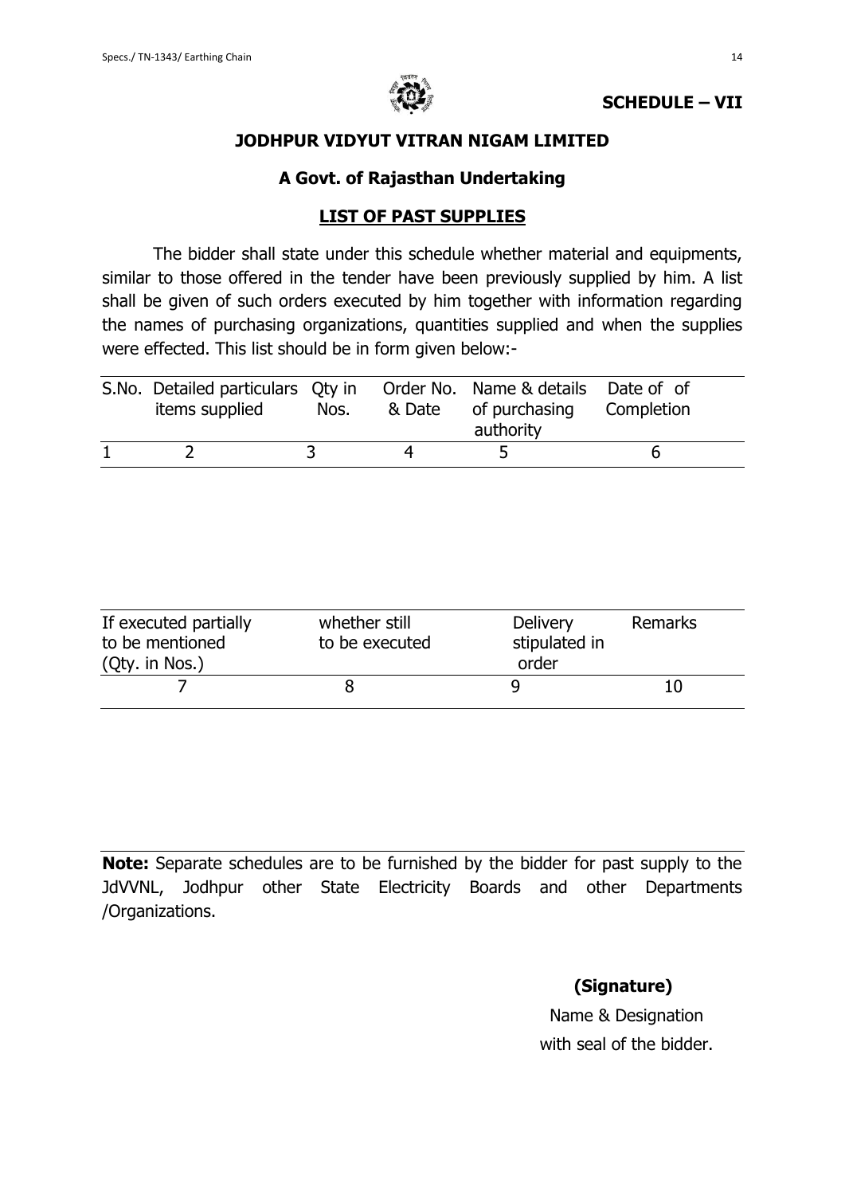**SCHEDULE – VII**

## JODHPUR VIDYUT VITRAN NIGAM LIMITED

### A Govt. of Rajasthan Undertaking

### LIST OF PAST SUPPLIES

The bidder shall state under this schedule whether material and equipments, similar to those offered in the tender have been previously supplied by him. A list shall be given of such orders executed by him together with information regarding the names of purchasing organizations, quantities supplied and when the supplies were effected. This list should be in form given below:-

| S.No. | Detailed particulars items supplied | Qty in Nos. | Order No. & Date | Name & details of purchasing authority | Date of of Completion |
|---|---|---|---|---|---|
| 1 | 2 | 3 | 4 | 5 | 6 |

| If executed partially to be mentioned (Qty. in Nos.) | whether still to be executed | Delivery stipulated in order | Remarks |
|---|---|---|---|
| 7 | 8 | 9 | 10 |

**Note:** Separate schedules are to be furnished by the bidder for past supply to the JdVVNL, Jodhpur other State Electricity Boards and other Departments /Organizations.

**(Signature)**
Name & Designation
with seal of the bidder.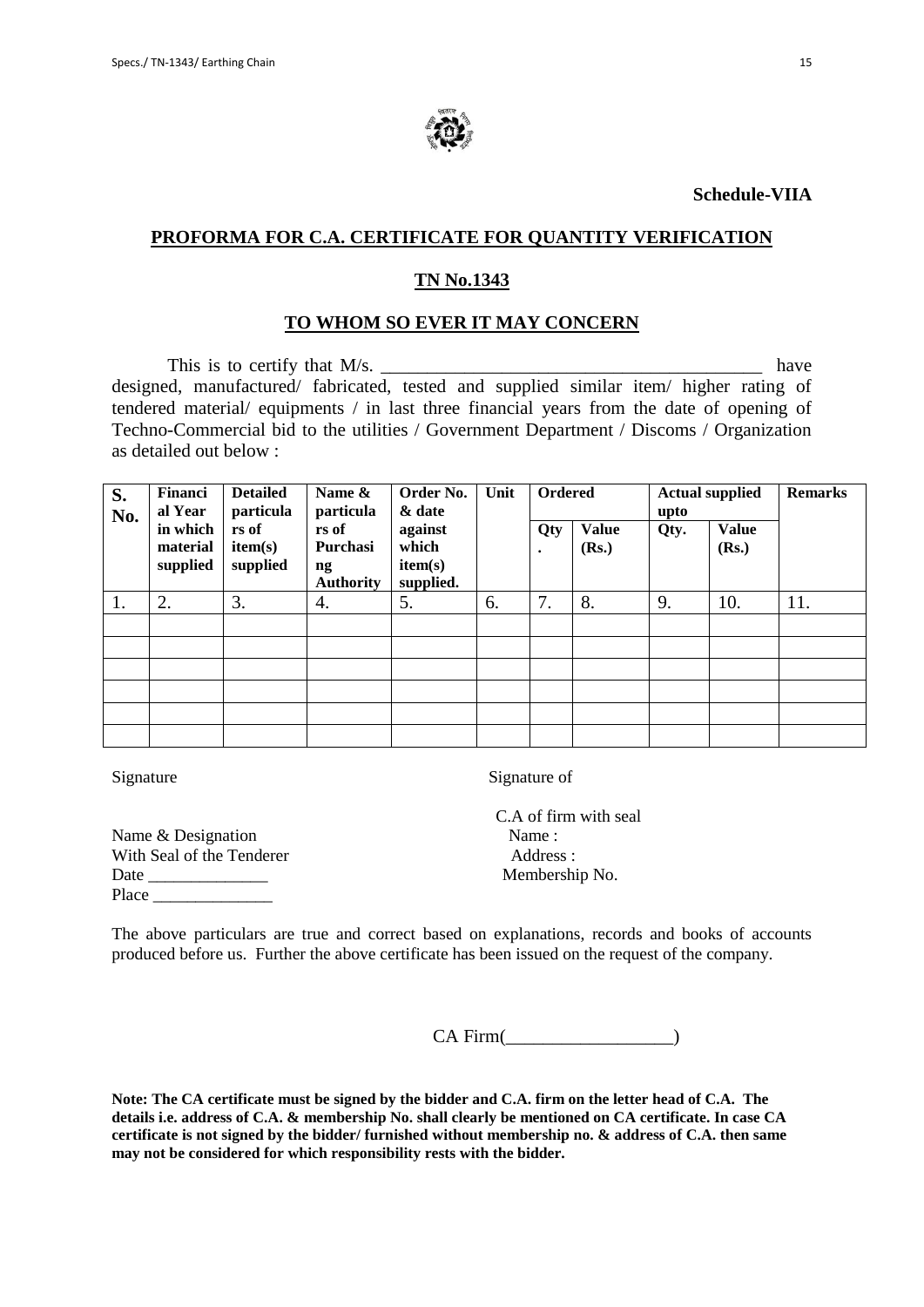**Schedule-VIIA**

## PROFORMA FOR C.A. CERTIFICATE FOR QUANTITY VERIFICATION

### TN No.1343

### TO WHOM SO EVER IT MAY CONCERN

This is to certify that M/s. _________________________________________ have designed, manufactured/ fabricated, tested and supplied similar item/ higher rating of tendered material/ equipments / in last three financial years from the date of opening of Techno-Commercial bid to the utilities / Government Department / Discoms / Organization as detailed out below :

| S. No. | Financial Year in which material supplied | Detailed particulars of item(s) supplied | Name & particulars of Purchasing Authority | Order No. & date against which item(s) supplied. | Unit | Ordered | | Actual supplied upto | | Remarks |
|---|---|---|---|---|---|---|---|---|---|---|
| | | | | | | Qty. | Value (Rs.) | Qty. | Value (Rs.) | |
| 1. | 2. | 3. | 4. | 5. | 6. | 7. | 8. | 9. | 10. | 11. |
| | | | | | | | | | | |
| | | | | | | | | | | |
| | | | | | | | | | | |
| | | | | | | | | | | |
| | | | | | | | | | | |
| | | | | | | | | | | |

Signature

Name & Designation
With Seal of the Tenderer
Date ______________
Place ______________

Signature of

C.A of firm with seal
Name :
Address :
Membership No.

The above particulars are true and correct based on explanations, records and books of accounts produced before us. Further the above certificate has been issued on the request of the company.

CA Firm(__________________)

**Note: The CA certificate must be signed by the bidder and C.A. firm on the letter head of C.A. The details i.e. address of C.A. & membership No. shall clearly be mentioned on CA certificate. In case CA certificate is not signed by the bidder/ furnished without membership no. & address of C.A. then same may not be considered for which responsibility rests with the bidder.**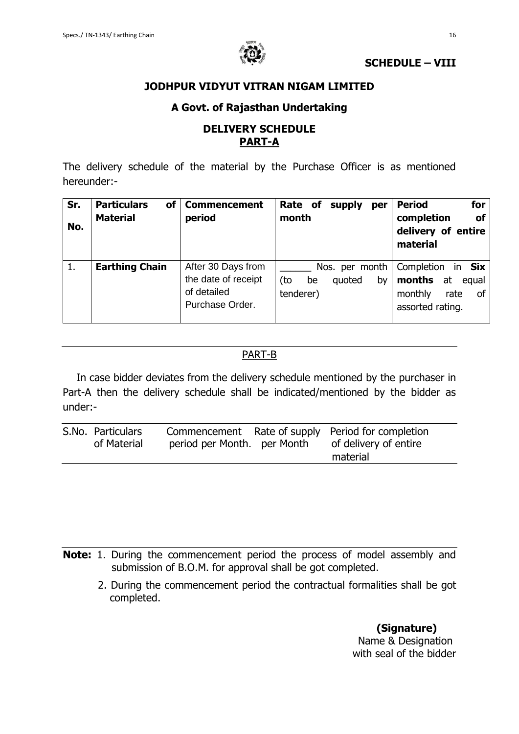**SCHEDULE – VIII**

## JODHPUR VIDYUT VITRAN NIGAM LIMITED

### A Govt. of Rajasthan Undertaking

### DELIVERY SCHEDULE

### PART-A

The delivery schedule of the material by the Purchase Officer is as mentioned hereunder:-

| Sr. No. | Particulars of Material | Commencement period | Rate of supply per month | Period for completion of delivery of entire material |
|---|---|---|---|---|
| 1. | **Earthing Chain** | After 30 Days from the date of receipt of detailed Purchase Order. | ______ Nos. per month (to be quoted by tenderer) | Completion in **Six months** at equal monthly rate of assorted rating. |

PART-B

In case bidder deviates from the delivery schedule mentioned by the purchaser in Part-A then the delivery schedule shall be indicated/mentioned by the bidder as under:-

| S.No. | Particulars of Material | Commencement period per Month. | Rate of supply per Month | Period for completion of delivery of entire material |
|---|---|---|---|---|
| | | | | |

**Note:** 1. During the commencement period the process of model assembly and submission of B.O.M. for approval shall be got completed.

2. During the commencement period the contractual formalities shall be got completed.

**(Signature)**
Name & Designation
with seal of the bidder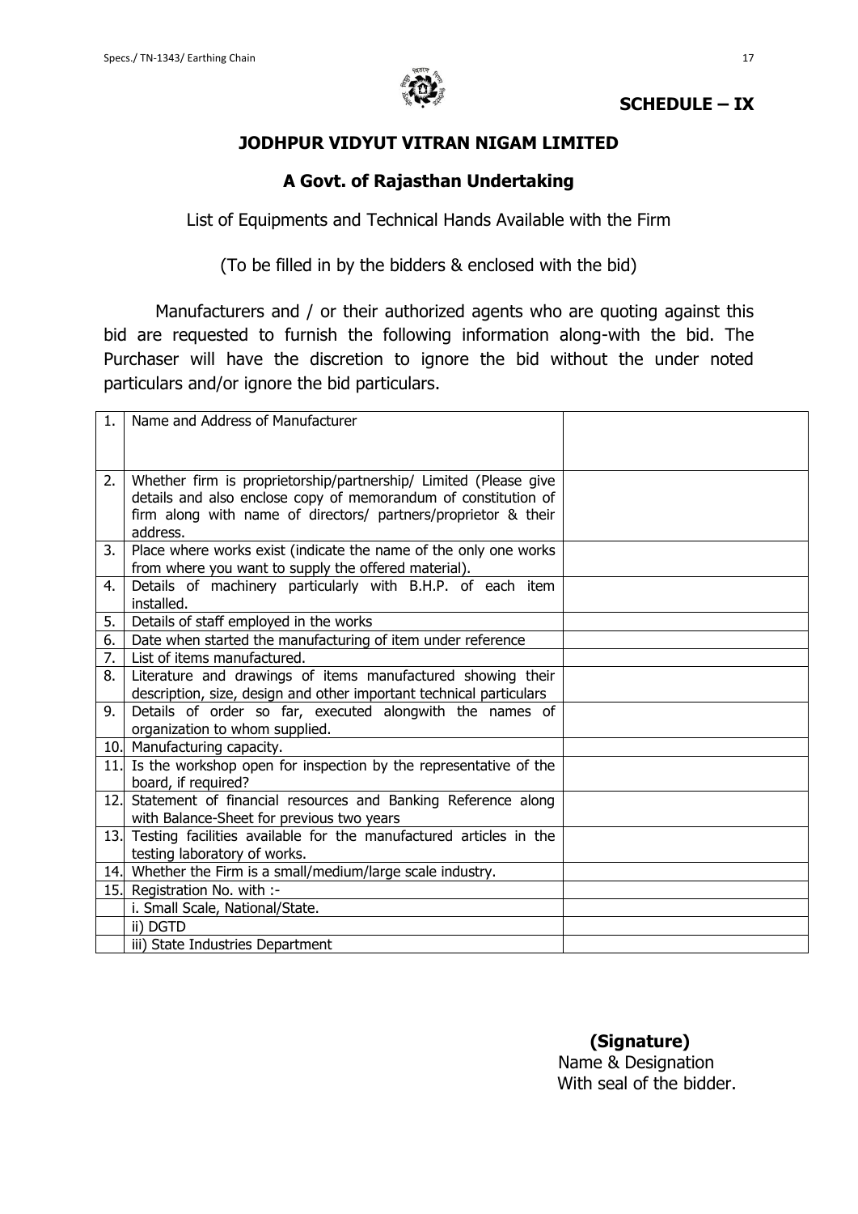**SCHEDULE – IX**

## JODHPUR VIDYUT VITRAN NIGAM LIMITED

### A Govt. of Rajasthan Undertaking

List of Equipments and Technical Hands Available with the Firm

(To be filled in by the bidders & enclosed with the bid)

Manufacturers and / or their authorized agents who are quoting against this bid are requested to furnish the following information along-with the bid. The Purchaser will have the discretion to ignore the bid without the under noted particulars and/or ignore the bid particulars.

| | | |
|---|---|---|
| 1. | Name and Address of Manufacturer | |
| 2. | Whether firm is proprietorship/partnership/ Limited (Please give details and also enclose copy of memorandum of constitution of firm along with name of directors/ partners/proprietor & their address. | |
| 3. | Place where works exist (indicate the name of the only one works from where you want to supply the offered material). | |
| 4. | Details of machinery particularly with B.H.P. of each item installed. | |
| 5. | Details of staff employed in the works | |
| 6. | Date when started the manufacturing of item under reference | |
| 7. | List of items manufactured. | |
| 8. | Literature and drawings of items manufactured showing their description, size, design and other important technical particulars | |
| 9. | Details of order so far, executed alongwith the names of organization to whom supplied. | |
| 10. | Manufacturing capacity. | |
| 11. | Is the workshop open for inspection by the representative of the board, if required? | |
| 12. | Statement of financial resources and Banking Reference along with Balance-Sheet for previous two years | |
| 13. | Testing facilities available for the manufactured articles in the testing laboratory of works. | |
| 14. | Whether the Firm is a small/medium/large scale industry. | |
| 15. | Registration No. with :- | |
| | i. Small Scale, National/State. | |
| | ii) DGTD | |
| | iii) State Industries Department | |

**(Signature)**
Name & Designation
With seal of the bidder.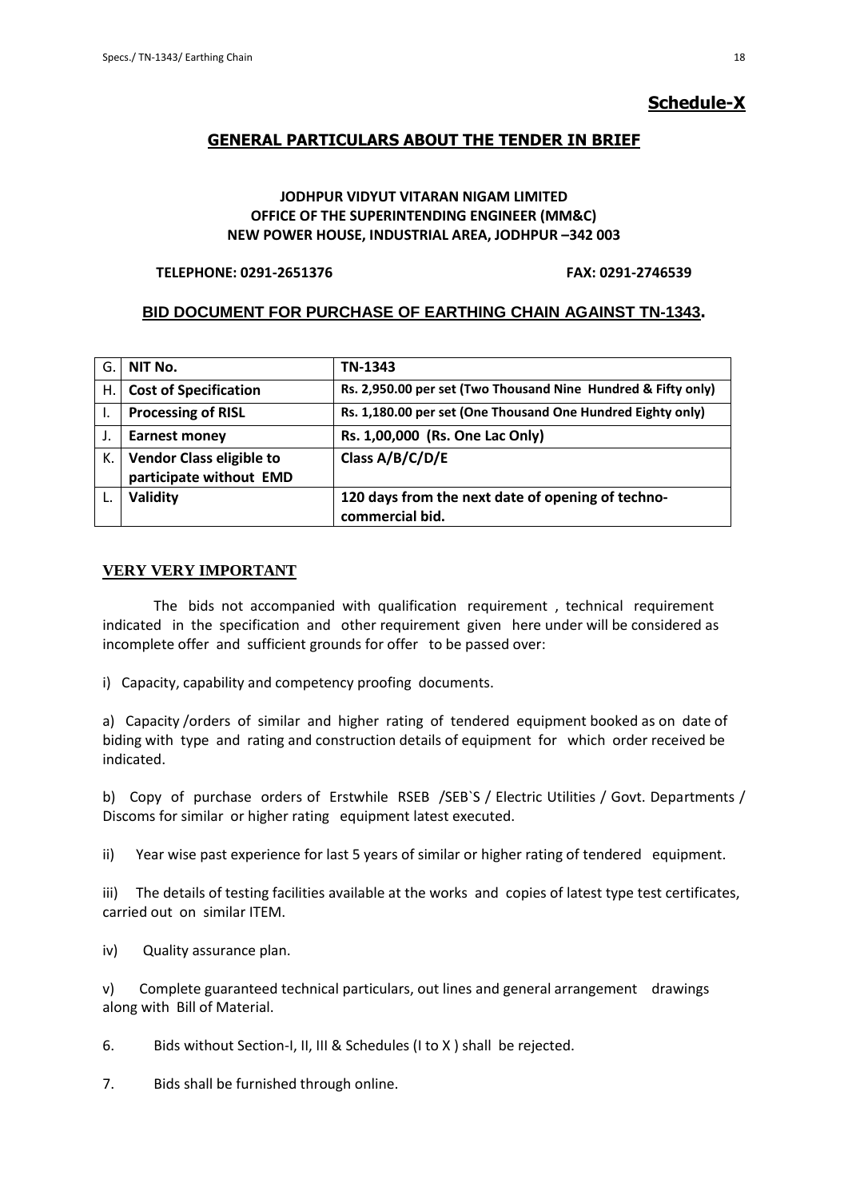**Schedule-X**

## GENERAL PARTICULARS ABOUT THE TENDER IN BRIEF

**JODHPUR VIDYUT VITARAN NIGAM LIMITED**
**OFFICE OF THE SUPERINTENDING ENGINEER (MM&C)**
**NEW POWER HOUSE, INDUSTRIAL AREA, JODHPUR –342 003**

**TELEPHONE: 0291-2651376** **FAX: 0291-2746539**

**BID DOCUMENT FOR PURCHASE OF EARTHING CHAIN AGAINST TN-1343.**

| G. | **NIT No.** | **TN-1343** |
|---|---|---|
| H. | **Cost of Specification** | **Rs. 2,950.00 per set (Two Thousand Nine Hundred & Fifty only)** |
| I. | **Processing of RISL** | **Rs. 1,180.00 per set (One Thousand One Hundred Eighty only)** |
| J. | **Earnest money** | **Rs. 1,00,000 (Rs. One Lac Only)** |
| K. | **Vendor Class eligible to participate without EMD** | **Class A/B/C/D/E** |
| L. | **Validity** | **120 days from the next date of opening of techno-commercial bid.** |

**VERY VERY IMPORTANT**

The bids not accompanied with qualification requirement , technical requirement indicated in the specification and other requirement given here under will be considered as incomplete offer and sufficient grounds for offer to be passed over:

i) Capacity, capability and competency proofing documents.

a) Capacity /orders of similar and higher rating of tendered equipment booked as on date of biding with type and rating and construction details of equipment for which order received be indicated.

b) Copy of purchase orders of Erstwhile RSEB /SEB`S / Electric Utilities / Govt. Departments / Discoms for similar or higher rating equipment latest executed.

ii) Year wise past experience for last 5 years of similar or higher rating of tendered equipment.

iii) The details of testing facilities available at the works and copies of latest type test certificates, carried out on similar ITEM.

iv) Quality assurance plan.

v) Complete guaranteed technical particulars, out lines and general arrangement drawings along with Bill of Material.

6. Bids without Section-I, II, III & Schedules (I to X ) shall be rejected.

7. Bids shall be furnished through online.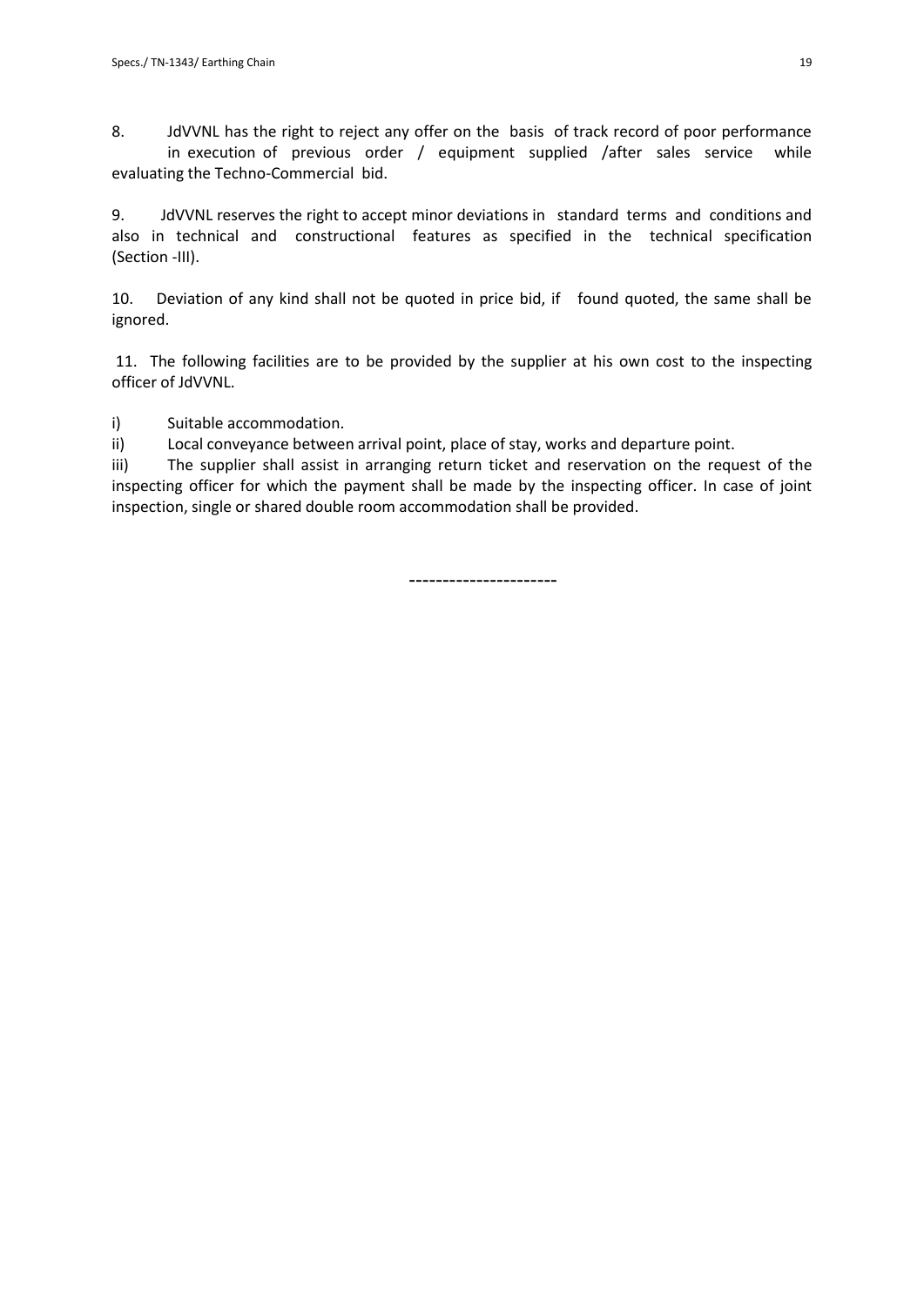8. JdVVNL has the right to reject any offer on the basis of track record of poor performance in execution of previous order / equipment supplied /after sales service while evaluating the Techno-Commercial bid.

9. JdVVNL reserves the right to accept minor deviations in standard terms and conditions and also in technical and constructional features as specified in the technical specification (Section -III).

10. Deviation of any kind shall not be quoted in price bid, if found quoted, the same shall be ignored.

11. The following facilities are to be provided by the supplier at his own cost to the inspecting officer of JdVVNL.

i) Suitable accommodation.

ii) Local conveyance between arrival point, place of stay, works and departure point.

iii) The supplier shall assist in arranging return ticket and reservation on the request of the inspecting officer for which the payment shall be made by the inspecting officer. In case of joint inspection, single or shared double room accommodation shall be provided.

----------------------